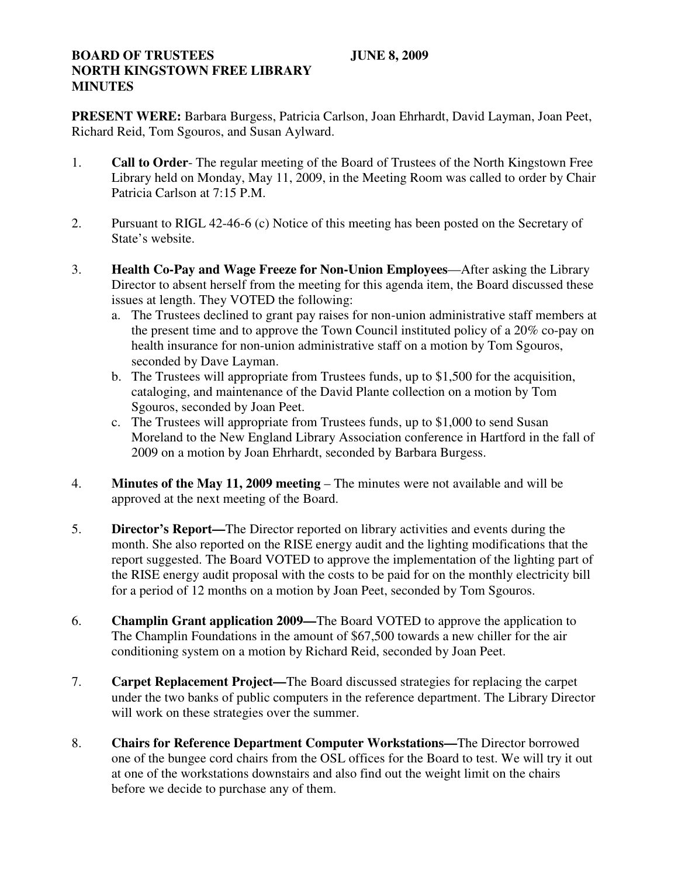**BOARD OF TRUSTEES JUNE 8, 2009**
**NORTH KINGSTOWN FREE LIBRARY**
**MINUTES**

**PRESENT WERE:** Barbara Burgess, Patricia Carlson, Joan Ehrhardt, David Layman, Joan Peet, Richard Reid, Tom Sgouros, and Susan Aylward.

1. **Call to Order**- The regular meeting of the Board of Trustees of the North Kingstown Free Library held on Monday, May 11, 2009, in the Meeting Room was called to order by Chair Patricia Carlson at 7:15 P.M.

2. Pursuant to RIGL 42-46-6 (c) Notice of this meeting has been posted on the Secretary of State's website.

3. **Health Co-Pay and Wage Freeze for Non-Union Employees**—After asking the Library Director to absent herself from the meeting for this agenda item, the Board discussed these issues at length. They VOTED the following:
   a. The Trustees declined to grant pay raises for non-union administrative staff members at the present time and to approve the Town Council instituted policy of a 20% co-pay on health insurance for non-union administrative staff on a motion by Tom Sgouros, seconded by Dave Layman.
   b. The Trustees will appropriate from Trustees funds, up to $1,500 for the acquisition, cataloging, and maintenance of the David Plante collection on a motion by Tom Sgouros, seconded by Joan Peet.
   c. The Trustees will appropriate from Trustees funds, up to $1,000 to send Susan Moreland to the New England Library Association conference in Hartford in the fall of 2009 on a motion by Joan Ehrhardt, seconded by Barbara Burgess.

4. **Minutes of the May 11, 2009 meeting** – The minutes were not available and will be approved at the next meeting of the Board.

5. **Director's Report—**The Director reported on library activities and events during the month. She also reported on the RISE energy audit and the lighting modifications that the report suggested. The Board VOTED to approve the implementation of the lighting part of the RISE energy audit proposal with the costs to be paid for on the monthly electricity bill for a period of 12 months on a motion by Joan Peet, seconded by Tom Sgouros.

6. **Champlin Grant application 2009—**The Board VOTED to approve the application to The Champlin Foundations in the amount of $67,500 towards a new chiller for the air conditioning system on a motion by Richard Reid, seconded by Joan Peet.

7. **Carpet Replacement Project—**The Board discussed strategies for replacing the carpet under the two banks of public computers in the reference department. The Library Director will work on these strategies over the summer.

8. **Chairs for Reference Department Computer Workstations—**The Director borrowed one of the bungee cord chairs from the OSL offices for the Board to test. We will try it out at one of the workstations downstairs and also find out the weight limit on the chairs before we decide to purchase any of them.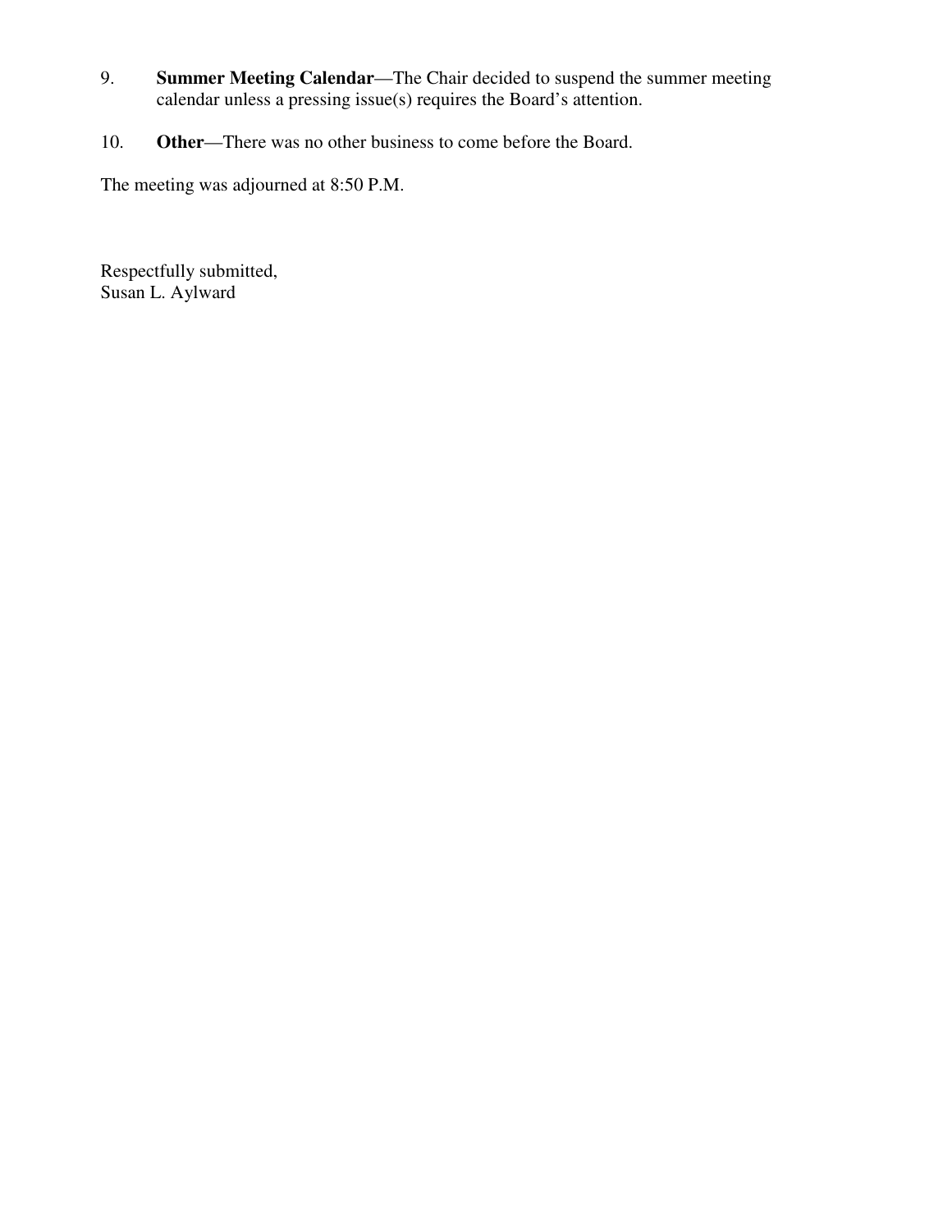9. **Summer Meeting Calendar**—The Chair decided to suspend the summer meeting calendar unless a pressing issue(s) requires the Board's attention.

10. **Other**—There was no other business to come before the Board.

The meeting was adjourned at 8:50 P.M.

Respectfully submitted,
Susan L. Aylward